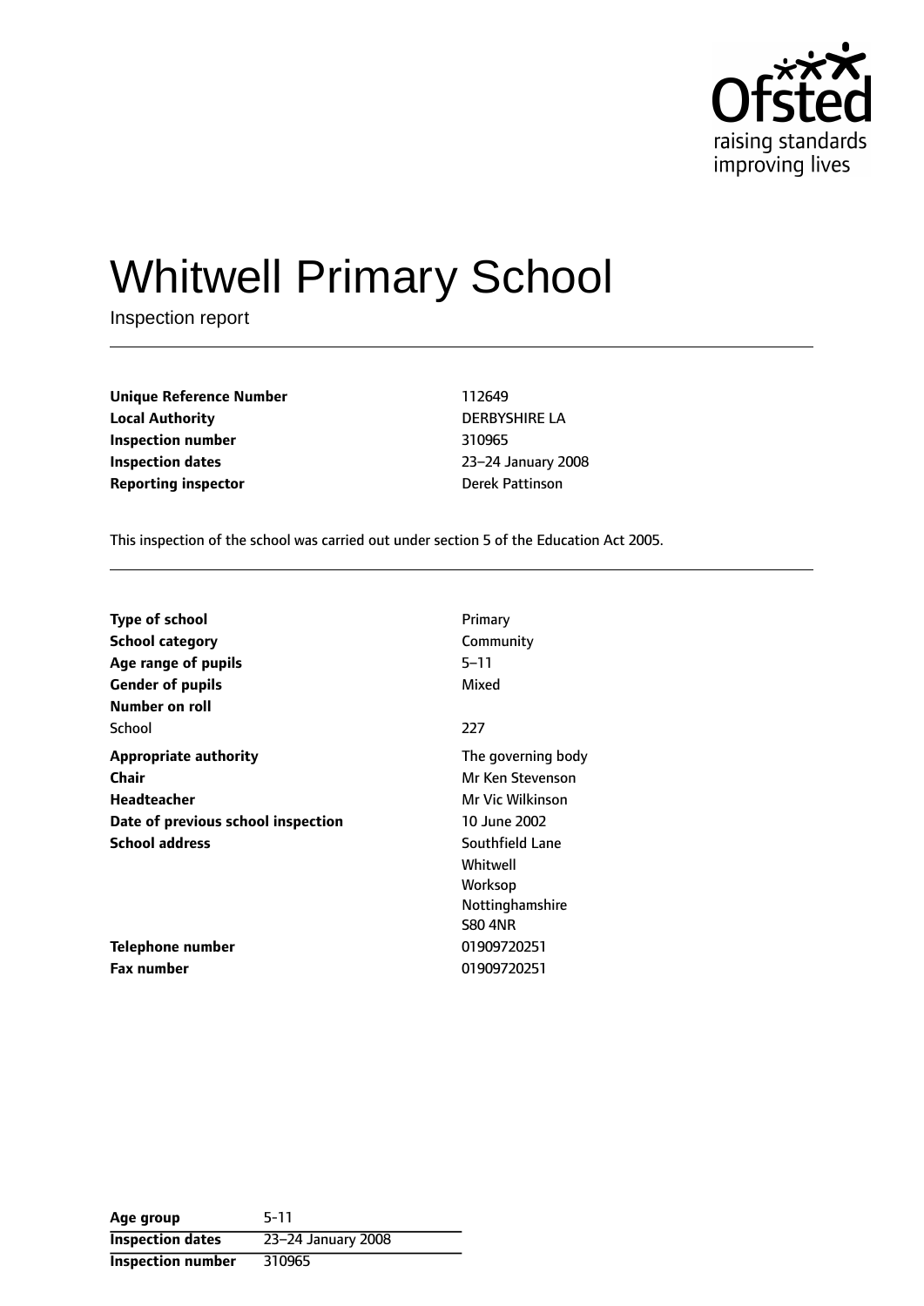Ofsted
raising standards
improving lives

# Whitwell Primary School

Inspection report

| | |
|---|---|
| **Unique Reference Number** | 112649 |
| **Local Authority** | DERBYSHIRE LA |
| **Inspection number** | 310965 |
| **Inspection dates** | 23–24 January 2008 |
| **Reporting inspector** | Derek Pattinson |

This inspection of the school was carried out under section 5 of the Education Act 2005.

| | |
|---|---|
| **Type of school** | Primary |
| **School category** | Community |
| **Age range of pupils** | 5–11 |
| **Gender of pupils** | Mixed |
| **Number on roll** | |
| School | 227 |
| **Appropriate authority** | The governing body |
| **Chair** | Mr Ken Stevenson |
| **Headteacher** | Mr Vic Wilkinson |
| **Date of previous school inspection** | 10 June 2002 |
| **School address** | Southfield Lane<br>Whitwell<br>Worksop<br>Nottinghamshire<br>S80 4NR |
| **Telephone number** | 01909720251 |
| **Fax number** | 01909720251 |

| | |
|---|---|
| **Age group** | 5-11 |
| **Inspection dates** | 23–24 January 2008 |
| **Inspection number** | 310965 |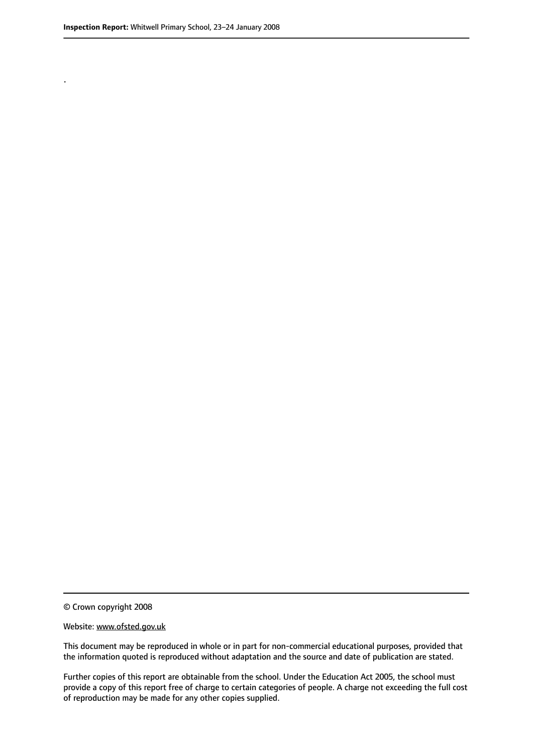.

© Crown copyright 2008

Website: www.ofsted.gov.uk

This document may be reproduced in whole or in part for non-commercial educational purposes, provided that the information quoted is reproduced without adaptation and the source and date of publication are stated.

Further copies of this report are obtainable from the school. Under the Education Act 2005, the school must provide a copy of this report free of charge to certain categories of people. A charge not exceeding the full cost of reproduction may be made for any other copies supplied.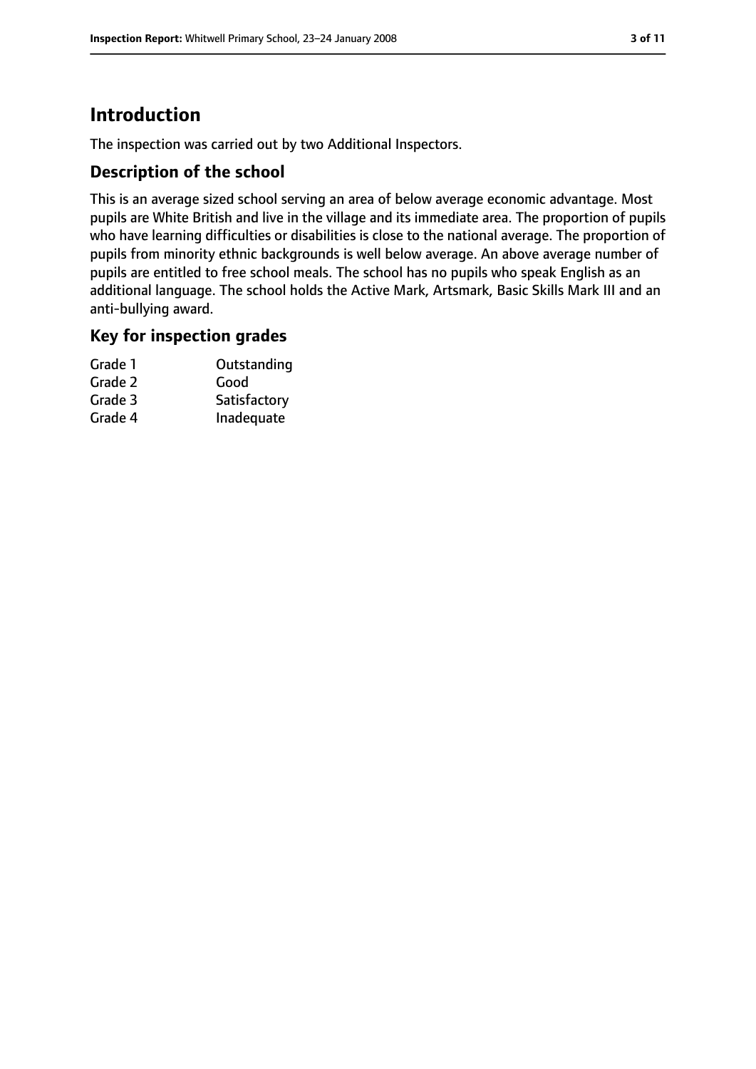# Introduction

The inspection was carried out by two Additional Inspectors.

## Description of the school

This is an average sized school serving an area of below average economic advantage. Most pupils are White British and live in the village and its immediate area. The proportion of pupils who have learning difficulties or disabilities is close to the national average. The proportion of pupils from minority ethnic backgrounds is well below average. An above average number of pupils are entitled to free school meals. The school has no pupils who speak English as an additional language. The school holds the Active Mark, Artsmark, Basic Skills Mark III and an anti-bullying award.

## Key for inspection grades

| | |
|---|---|
| Grade 1 | Outstanding |
| Grade 2 | Good |
| Grade 3 | Satisfactory |
| Grade 4 | Inadequate |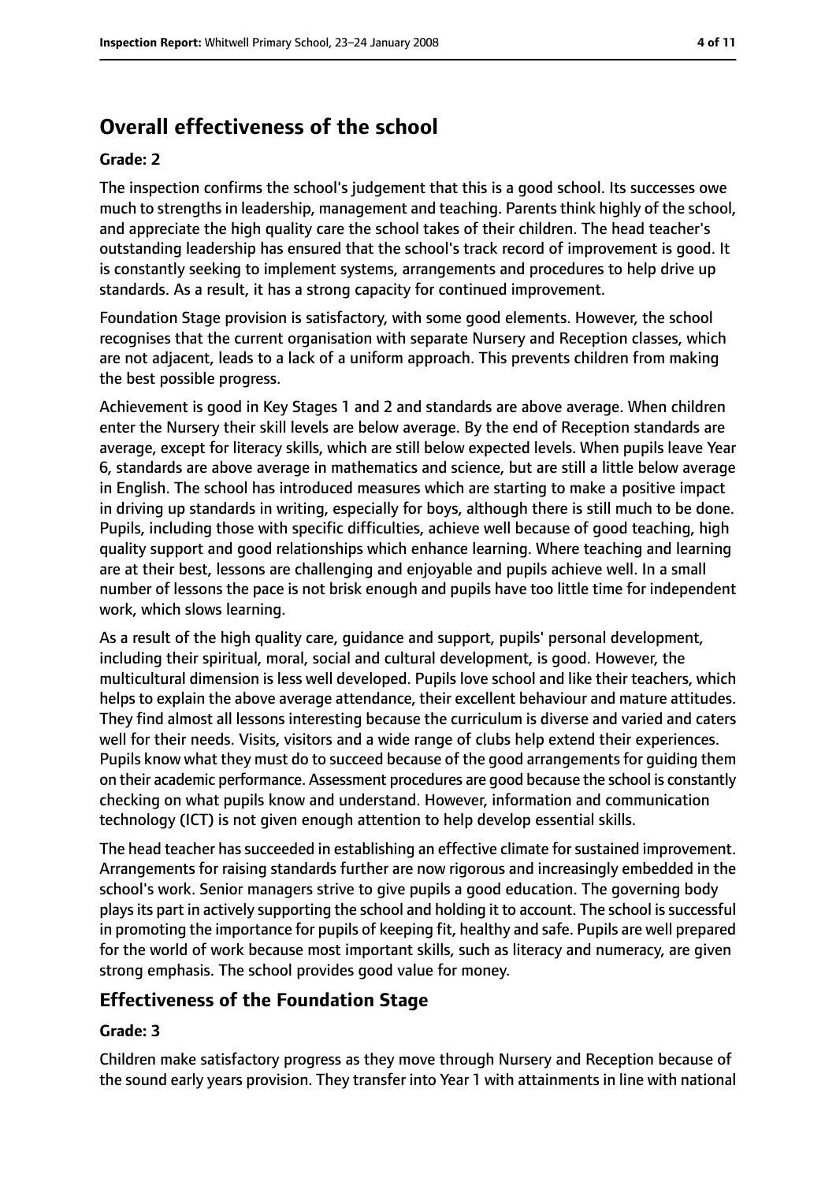## Overall effectiveness of the school

### Grade: 2

The inspection confirms the school's judgement that this is a good school. Its successes owe much to strengths in leadership, management and teaching. Parents think highly of the school, and appreciate the high quality care the school takes of their children. The head teacher's outstanding leadership has ensured that the school's track record of improvement is good. It is constantly seeking to implement systems, arrangements and procedures to help drive up standards. As a result, it has a strong capacity for continued improvement.

Foundation Stage provision is satisfactory, with some good elements. However, the school recognises that the current organisation with separate Nursery and Reception classes, which are not adjacent, leads to a lack of a uniform approach. This prevents children from making the best possible progress.

Achievement is good in Key Stages 1 and 2 and standards are above average. When children enter the Nursery their skill levels are below average. By the end of Reception standards are average, except for literacy skills, which are still below expected levels. When pupils leave Year 6, standards are above average in mathematics and science, but are still a little below average in English. The school has introduced measures which are starting to make a positive impact in driving up standards in writing, especially for boys, although there is still much to be done. Pupils, including those with specific difficulties, achieve well because of good teaching, high quality support and good relationships which enhance learning. Where teaching and learning are at their best, lessons are challenging and enjoyable and pupils achieve well. In a small number of lessons the pace is not brisk enough and pupils have too little time for independent work, which slows learning.

As a result of the high quality care, guidance and support, pupils' personal development, including their spiritual, moral, social and cultural development, is good. However, the multicultural dimension is less well developed. Pupils love school and like their teachers, which helps to explain the above average attendance, their excellent behaviour and mature attitudes. They find almost all lessons interesting because the curriculum is diverse and varied and caters well for their needs. Visits, visitors and a wide range of clubs help extend their experiences. Pupils know what they must do to succeed because of the good arrangements for guiding them on their academic performance. Assessment procedures are good because the school is constantly checking on what pupils know and understand. However, information and communication technology (ICT) is not given enough attention to help develop essential skills.

The head teacher has succeeded in establishing an effective climate for sustained improvement. Arrangements for raising standards further are now rigorous and increasingly embedded in the school's work. Senior managers strive to give pupils a good education. The governing body plays its part in actively supporting the school and holding it to account. The school is successful in promoting the importance for pupils of keeping fit, healthy and safe. Pupils are well prepared for the world of work because most important skills, such as literacy and numeracy, are given strong emphasis. The school provides good value for money.

## Effectiveness of the Foundation Stage

### Grade: 3

Children make satisfactory progress as they move through Nursery and Reception because of the sound early years provision. They transfer into Year 1 with attainments in line with national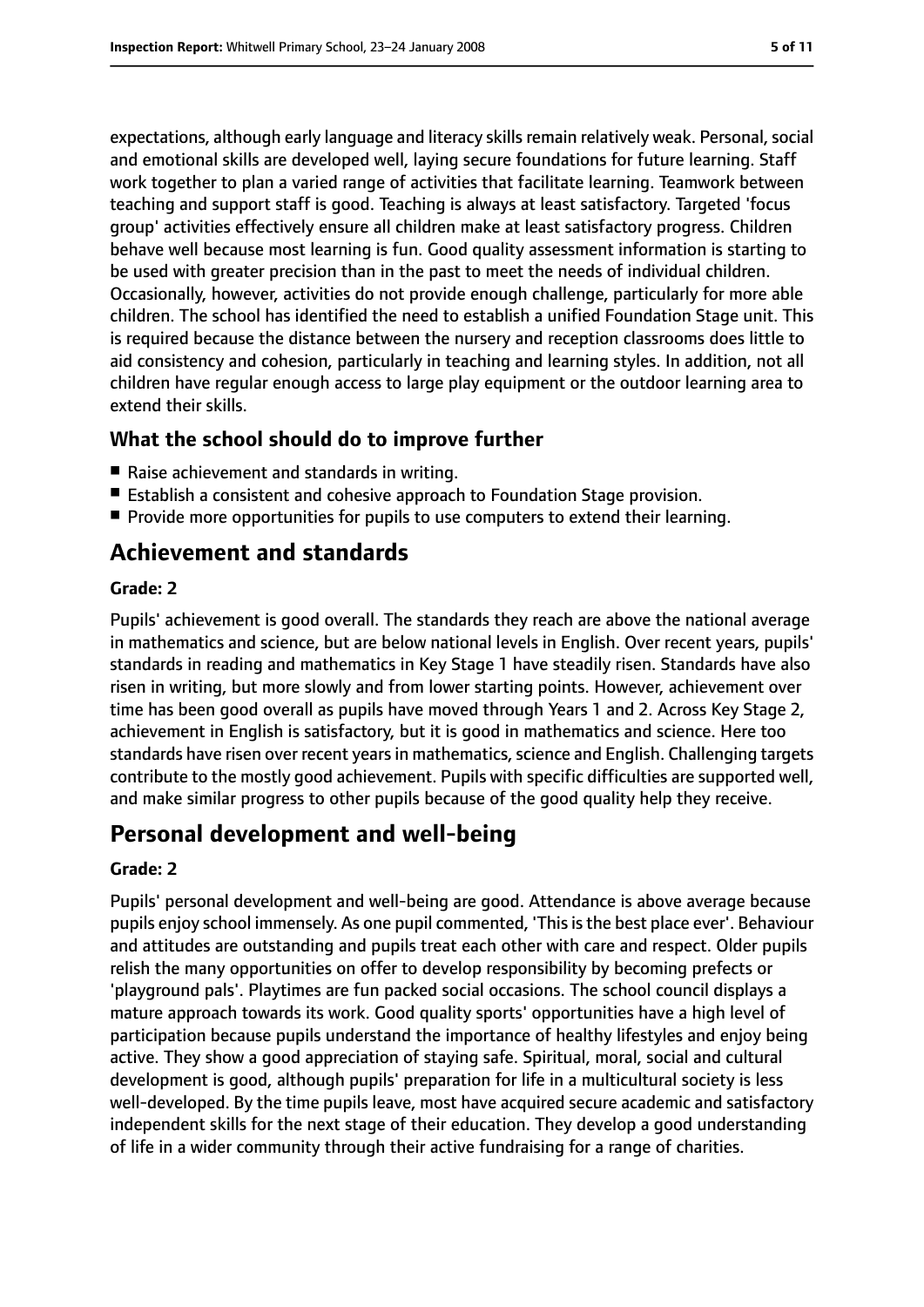expectations, although early language and literacy skills remain relatively weak. Personal, social and emotional skills are developed well, laying secure foundations for future learning. Staff work together to plan a varied range of activities that facilitate learning. Teamwork between teaching and support staff is good. Teaching is always at least satisfactory. Targeted 'focus group' activities effectively ensure all children make at least satisfactory progress. Children behave well because most learning is fun. Good quality assessment information is starting to be used with greater precision than in the past to meet the needs of individual children. Occasionally, however, activities do not provide enough challenge, particularly for more able children. The school has identified the need to establish a unified Foundation Stage unit. This is required because the distance between the nursery and reception classrooms does little to aid consistency and cohesion, particularly in teaching and learning styles. In addition, not all children have regular enough access to large play equipment or the outdoor learning area to extend their skills.

### What the school should do to improve further

- Raise achievement and standards in writing.
- Establish a consistent and cohesive approach to Foundation Stage provision.
- Provide more opportunities for pupils to use computers to extend their learning.

## Achievement and standards

#### Grade: 2

Pupils' achievement is good overall. The standards they reach are above the national average in mathematics and science, but are below national levels in English. Over recent years, pupils' standards in reading and mathematics in Key Stage 1 have steadily risen. Standards have also risen in writing, but more slowly and from lower starting points. However, achievement over time has been good overall as pupils have moved through Years 1 and 2. Across Key Stage 2, achievement in English is satisfactory, but it is good in mathematics and science. Here too standards have risen over recent years in mathematics, science and English. Challenging targets contribute to the mostly good achievement. Pupils with specific difficulties are supported well, and make similar progress to other pupils because of the good quality help they receive.

## Personal development and well-being

#### Grade: 2

Pupils' personal development and well-being are good. Attendance is above average because pupils enjoy school immensely. As one pupil commented, 'This is the best place ever'. Behaviour and attitudes are outstanding and pupils treat each other with care and respect. Older pupils relish the many opportunities on offer to develop responsibility by becoming prefects or 'playground pals'. Playtimes are fun packed social occasions. The school council displays a mature approach towards its work. Good quality sports' opportunities have a high level of participation because pupils understand the importance of healthy lifestyles and enjoy being active. They show a good appreciation of staying safe. Spiritual, moral, social and cultural development is good, although pupils' preparation for life in a multicultural society is less well-developed. By the time pupils leave, most have acquired secure academic and satisfactory independent skills for the next stage of their education. They develop a good understanding of life in a wider community through their active fundraising for a range of charities.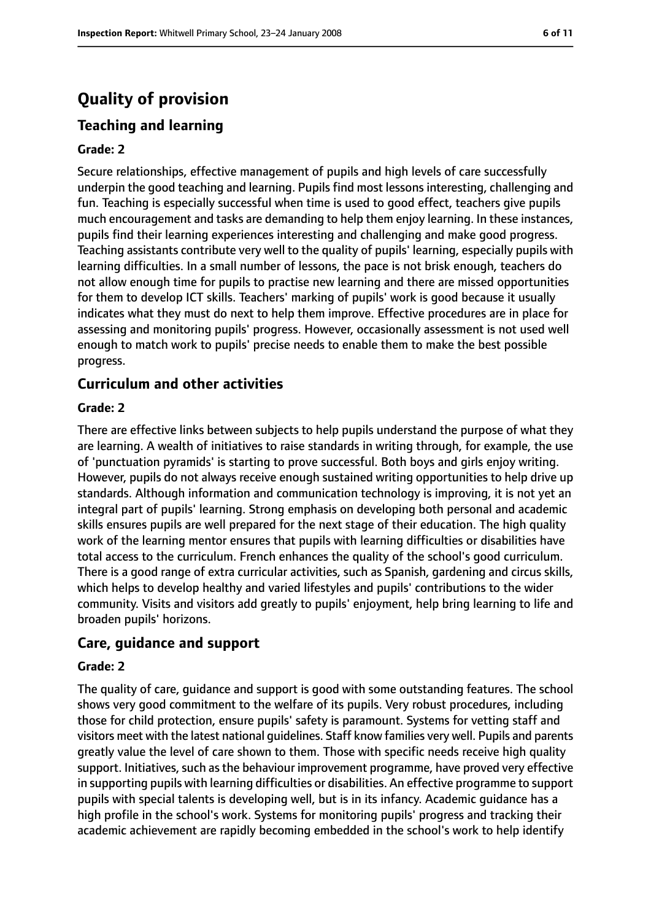# Quality of provision

## Teaching and learning

### Grade: 2

Secure relationships, effective management of pupils and high levels of care successfully underpin the good teaching and learning. Pupils find most lessons interesting, challenging and fun. Teaching is especially successful when time is used to good effect, teachers give pupils much encouragement and tasks are demanding to help them enjoy learning. In these instances, pupils find their learning experiences interesting and challenging and make good progress. Teaching assistants contribute very well to the quality of pupils' learning, especially pupils with learning difficulties. In a small number of lessons, the pace is not brisk enough, teachers do not allow enough time for pupils to practise new learning and there are missed opportunities for them to develop ICT skills. Teachers' marking of pupils' work is good because it usually indicates what they must do next to help them improve. Effective procedures are in place for assessing and monitoring pupils' progress. However, occasionally assessment is not used well enough to match work to pupils' precise needs to enable them to make the best possible progress.

## Curriculum and other activities

### Grade: 2

There are effective links between subjects to help pupils understand the purpose of what they are learning. A wealth of initiatives to raise standards in writing through, for example, the use of 'punctuation pyramids' is starting to prove successful. Both boys and girls enjoy writing. However, pupils do not always receive enough sustained writing opportunities to help drive up standards. Although information and communication technology is improving, it is not yet an integral part of pupils' learning. Strong emphasis on developing both personal and academic skills ensures pupils are well prepared for the next stage of their education. The high quality work of the learning mentor ensures that pupils with learning difficulties or disabilities have total access to the curriculum. French enhances the quality of the school's good curriculum. There is a good range of extra curricular activities, such as Spanish, gardening and circus skills, which helps to develop healthy and varied lifestyles and pupils' contributions to the wider community. Visits and visitors add greatly to pupils' enjoyment, help bring learning to life and broaden pupils' horizons.

## Care, guidance and support

### Grade: 2

The quality of care, guidance and support is good with some outstanding features. The school shows very good commitment to the welfare of its pupils. Very robust procedures, including those for child protection, ensure pupils' safety is paramount. Systems for vetting staff and visitors meet with the latest national guidelines. Staff know families very well. Pupils and parents greatly value the level of care shown to them. Those with specific needs receive high quality support. Initiatives, such as the behaviour improvement programme, have proved very effective in supporting pupils with learning difficulties or disabilities. An effective programme to support pupils with special talents is developing well, but is in its infancy. Academic guidance has a high profile in the school's work. Systems for monitoring pupils' progress and tracking their academic achievement are rapidly becoming embedded in the school's work to help identify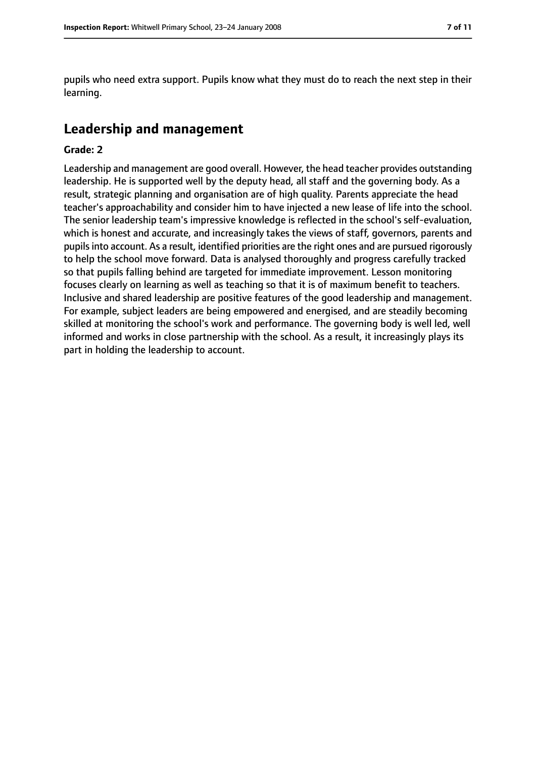pupils who need extra support. Pupils know what they must do to reach the next step in their learning.

## Leadership and management

**Grade: 2**

Leadership and management are good overall. However, the head teacher provides outstanding leadership. He is supported well by the deputy head, all staff and the governing body. As a result, strategic planning and organisation are of high quality. Parents appreciate the head teacher's approachability and consider him to have injected a new lease of life into the school. The senior leadership team's impressive knowledge is reflected in the school's self-evaluation, which is honest and accurate, and increasingly takes the views of staff, governors, parents and pupils into account. As a result, identified priorities are the right ones and are pursued rigorously to help the school move forward. Data is analysed thoroughly and progress carefully tracked so that pupils falling behind are targeted for immediate improvement. Lesson monitoring focuses clearly on learning as well as teaching so that it is of maximum benefit to teachers. Inclusive and shared leadership are positive features of the good leadership and management. For example, subject leaders are being empowered and energised, and are steadily becoming skilled at monitoring the school's work and performance. The governing body is well led, well informed and works in close partnership with the school. As a result, it increasingly plays its part in holding the leadership to account.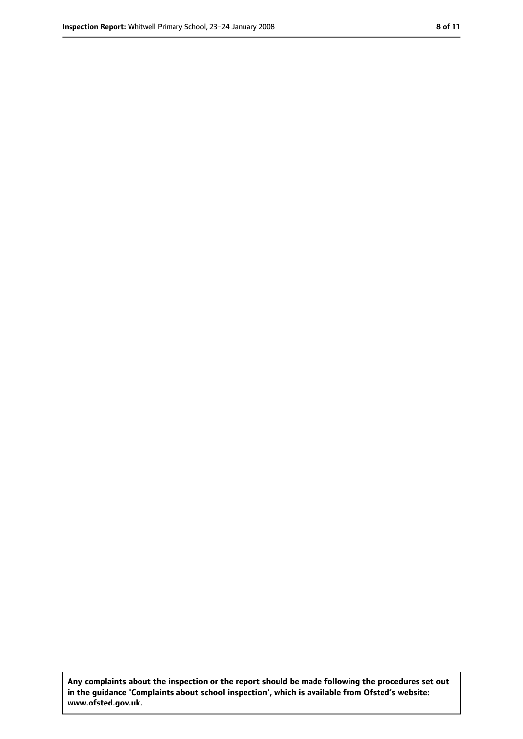**Any complaints about the inspection or the report should be made following the procedures set out in the guidance 'Complaints about school inspection', which is available from Ofsted's website: www.ofsted.gov.uk.**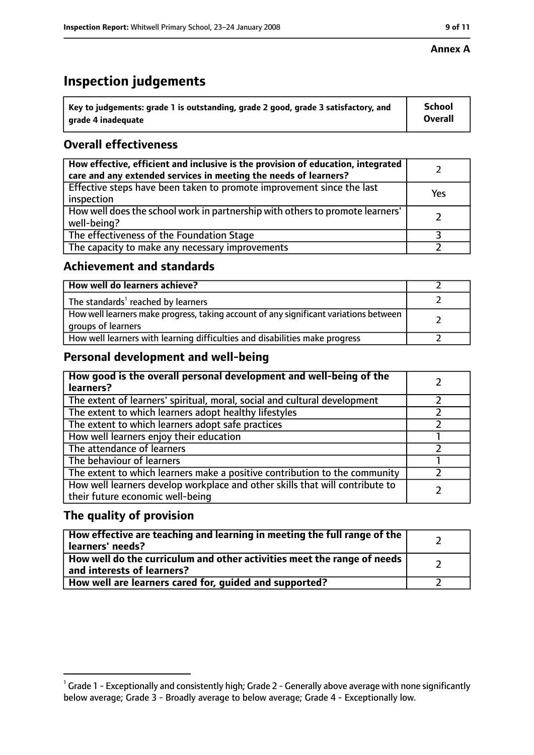**Annex A**

# Inspection judgements

| Key to judgements: grade 1 is outstanding, grade 2 good, grade 3 satisfactory, and grade 4 inadequate | School Overall |
|---|---|

## Overall effectiveness

| | |
|---|---|
| How effective, efficient and inclusive is the provision of education, integrated care and any extended services in meeting the needs of learners? | 2 |
| Effective steps have been taken to promote improvement since the last inspection | Yes |
| How well does the school work in partnership with others to promote learners' well-being? | 2 |
| The effectiveness of the Foundation Stage | 3 |
| The capacity to make any necessary improvements | 2 |

## Achievement and standards

| | |
|---|---|
| How well do learners achieve? | 2 |
| The standards[1] reached by learners | 2 |
| How well learners make progress, taking account of any significant variations between groups of learners | 2 |
| How well learners with learning difficulties and disabilities make progress | 2 |

## Personal development and well-being

| | |
|---|---|
| How good is the overall personal development and well-being of the learners? | 2 |
| The extent of learners' spiritual, moral, social and cultural development | 2 |
| The extent to which learners adopt healthy lifestyles | 2 |
| The extent to which learners adopt safe practices | 2 |
| How well learners enjoy their education | 1 |
| The attendance of learners | 2 |
| The behaviour of learners | 1 |
| The extent to which learners make a positive contribution to the community | 2 |
| How well learners develop workplace and other skills that will contribute to their future economic well-being | 2 |

## The quality of provision

| | |
|---|---|
| How effective are teaching and learning in meeting the full range of the learners' needs? | 2 |
| How well do the curriculum and other activities meet the range of needs and interests of learners? | 2 |
| How well are learners cared for, guided and supported? | 2 |

[1] Grade 1 - Exceptionally and consistently high; Grade 2 - Generally above average with none significantly below average; Grade 3 - Broadly average to below average; Grade 4 - Exceptionally low.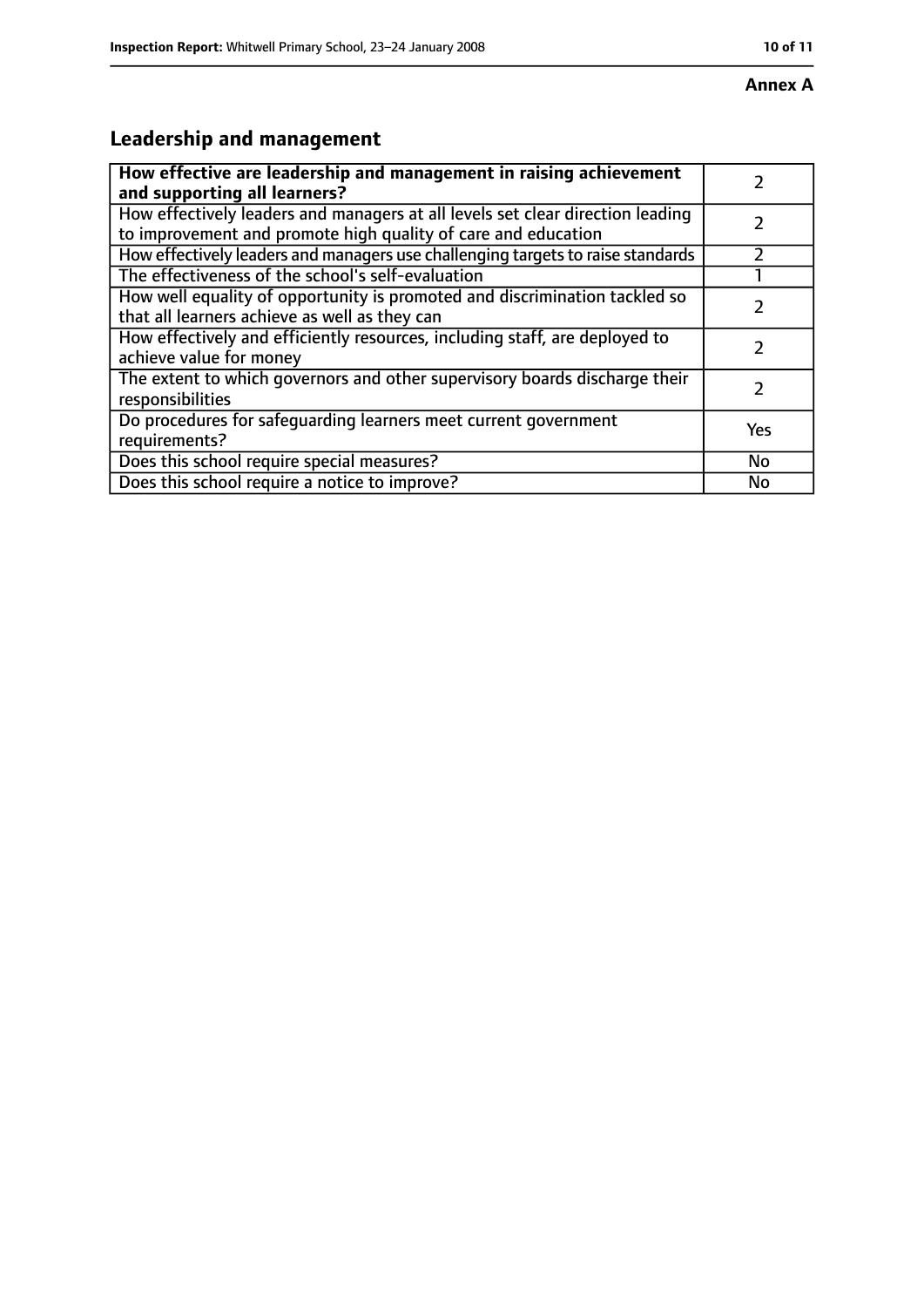**Annex A**

## Leadership and management

| **How effective are leadership and management in raising achievement and supporting all learners?** | 2 |
|---|---|
| How effectively leaders and managers at all levels set clear direction leading to improvement and promote high quality of care and education | 2 |
| How effectively leaders and managers use challenging targets to raise standards | 2 |
| The effectiveness of the school's self-evaluation | 1 |
| How well equality of opportunity is promoted and discrimination tackled so that all learners achieve as well as they can | 2 |
| How effectively and efficiently resources, including staff, are deployed to achieve value for money | 2 |
| The extent to which governors and other supervisory boards discharge their responsibilities | 2 |
| Do procedures for safeguarding learners meet current government requirements? | Yes |
| Does this school require special measures? | No |
| Does this school require a notice to improve? | No |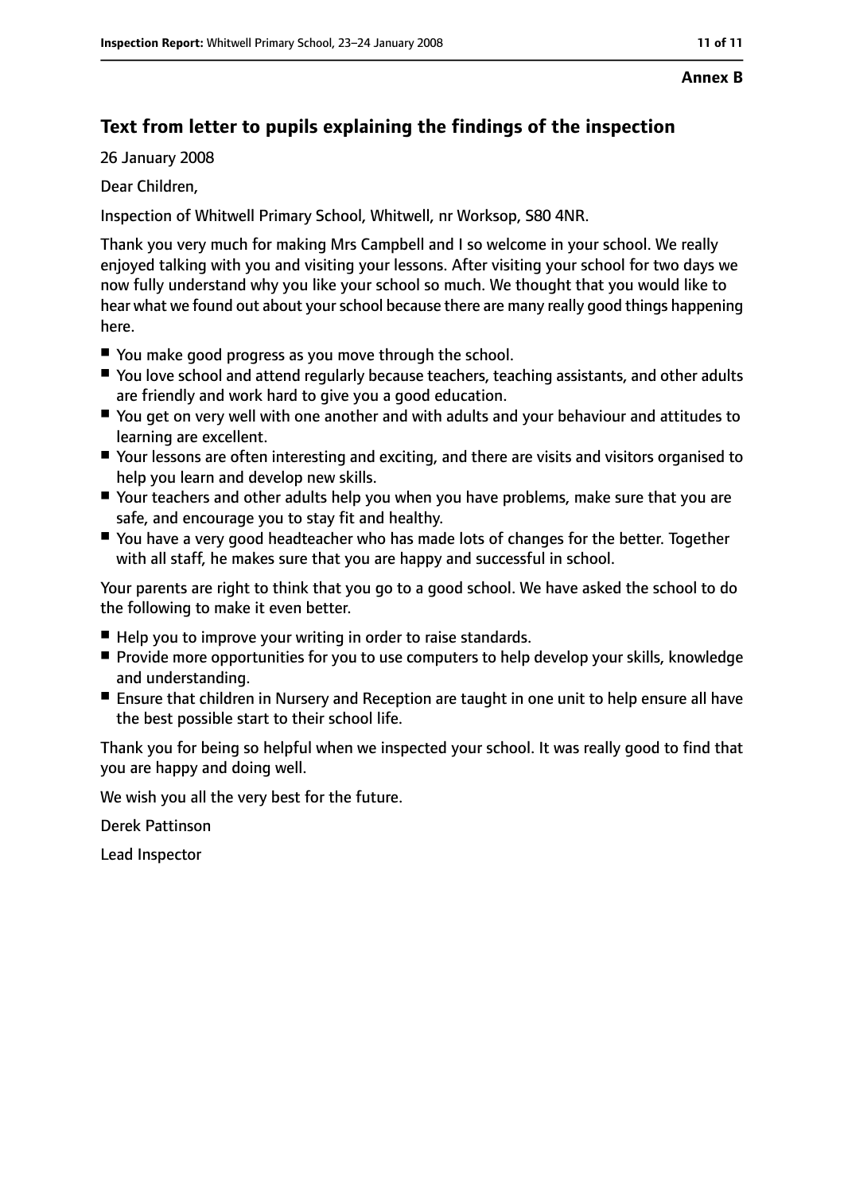**Annex B**

## Text from letter to pupils explaining the findings of the inspection

26 January 2008

Dear Children,

Inspection of Whitwell Primary School, Whitwell, nr Worksop, S80 4NR.

Thank you very much for making Mrs Campbell and I so welcome in your school. We really enjoyed talking with you and visiting your lessons. After visiting your school for two days we now fully understand why you like your school so much. We thought that you would like to hear what we found out about your school because there are many really good things happening here.

- You make good progress as you move through the school.
- You love school and attend regularly because teachers, teaching assistants, and other adults are friendly and work hard to give you a good education.
- You get on very well with one another and with adults and your behaviour and attitudes to learning are excellent.
- Your lessons are often interesting and exciting, and there are visits and visitors organised to help you learn and develop new skills.
- Your teachers and other adults help you when you have problems, make sure that you are safe, and encourage you to stay fit and healthy.
- You have a very good headteacher who has made lots of changes for the better. Together with all staff, he makes sure that you are happy and successful in school.

Your parents are right to think that you go to a good school. We have asked the school to do the following to make it even better.

- Help you to improve your writing in order to raise standards.
- Provide more opportunities for you to use computers to help develop your skills, knowledge and understanding.
- Ensure that children in Nursery and Reception are taught in one unit to help ensure all have the best possible start to their school life.

Thank you for being so helpful when we inspected your school. It was really good to find that you are happy and doing well.

We wish you all the very best for the future.

Derek Pattinson

Lead Inspector